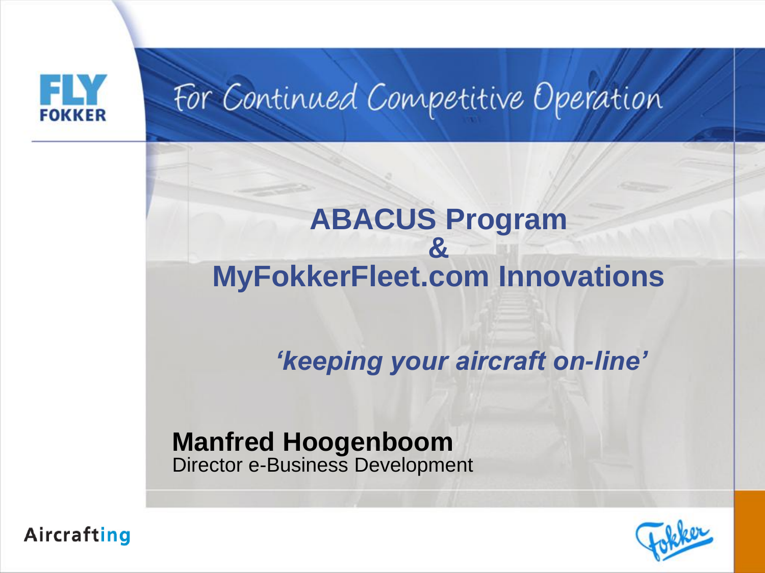FLY FOKKER

For Continued Competitive Operation

# ABACUS Program
# &
# MyFokkerFleet.com Innovations

***'keeping your aircraft on-line'***

**Manfred Hoogenboom**
Director e-Business Development

Aircrafting

Fokker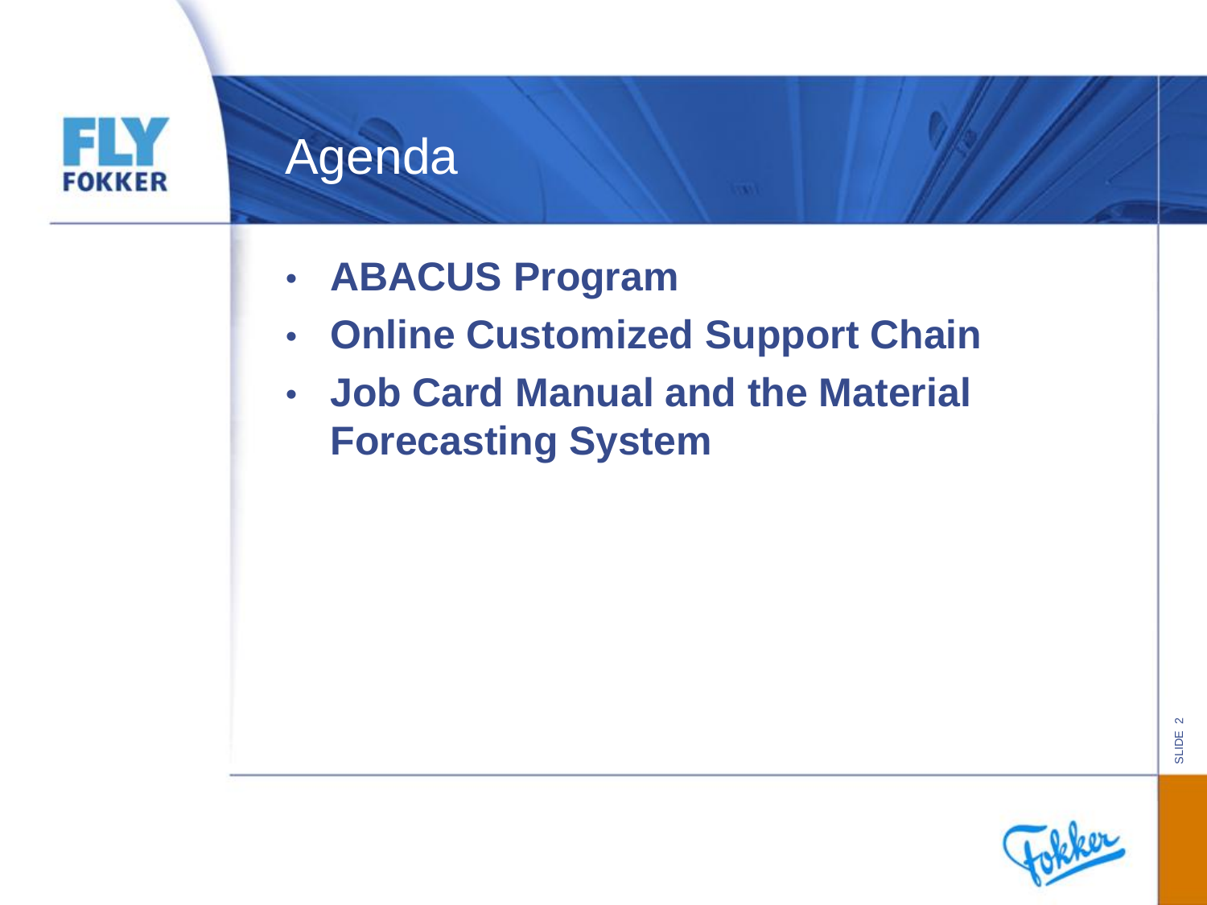# Agenda

- **ABACUS Program**
- **Online Customized Support Chain**
- **Job Card Manual and the Material Forecasting System**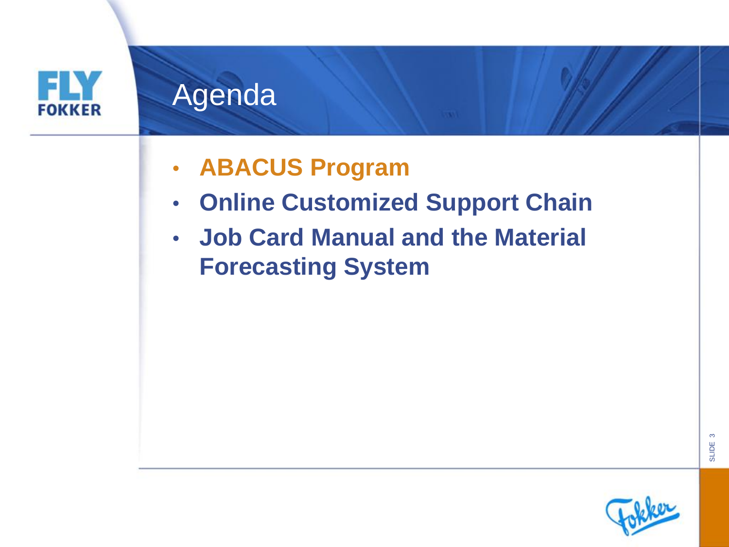# Agenda

- **ABACUS Program**
- **Online Customized Support Chain**
- **Job Card Manual and the Material Forecasting System**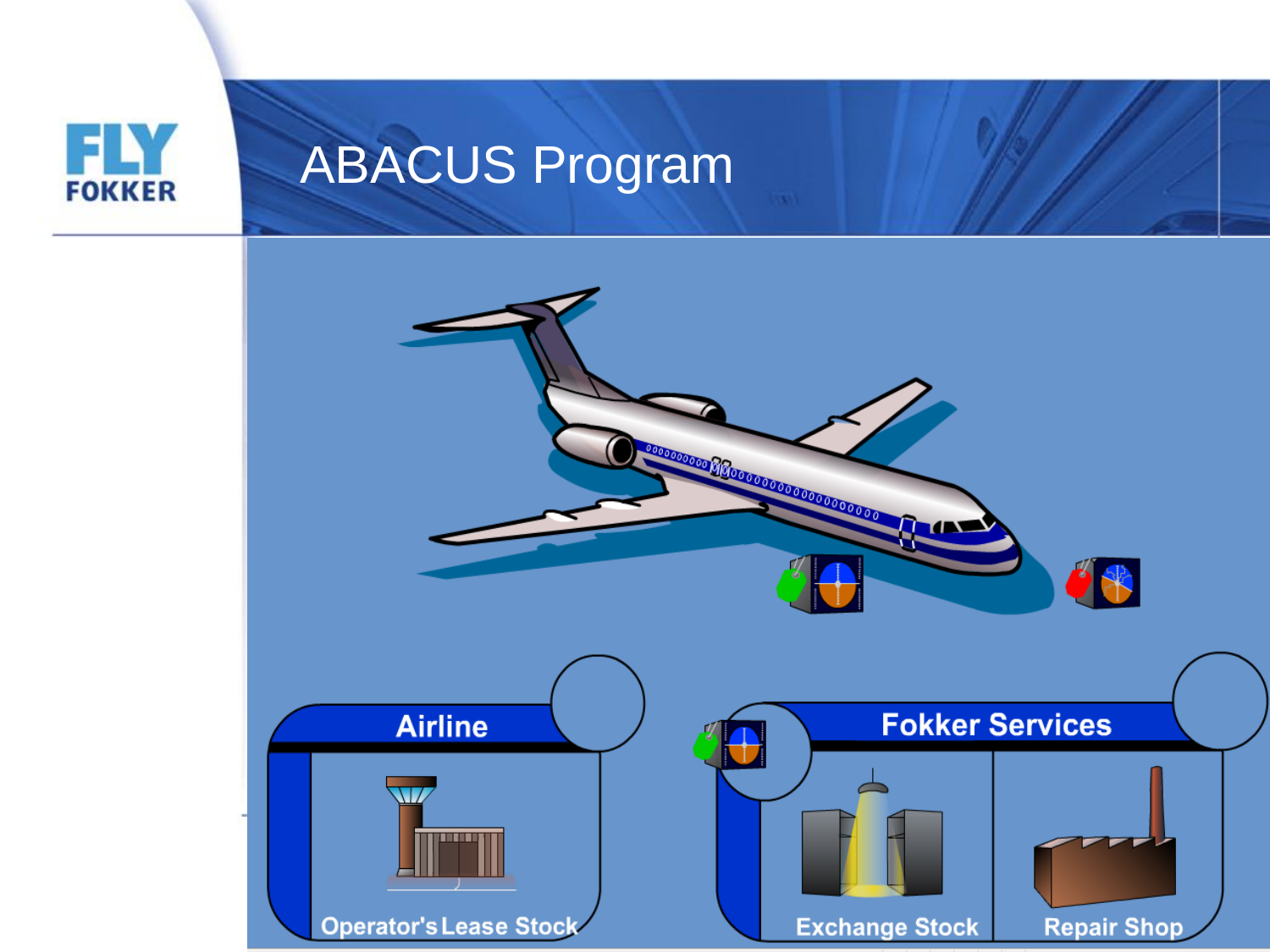# ABACUS Program

Airline

Operator's Lease Stock

Fokker Services

Exchange Stock

Repair Shop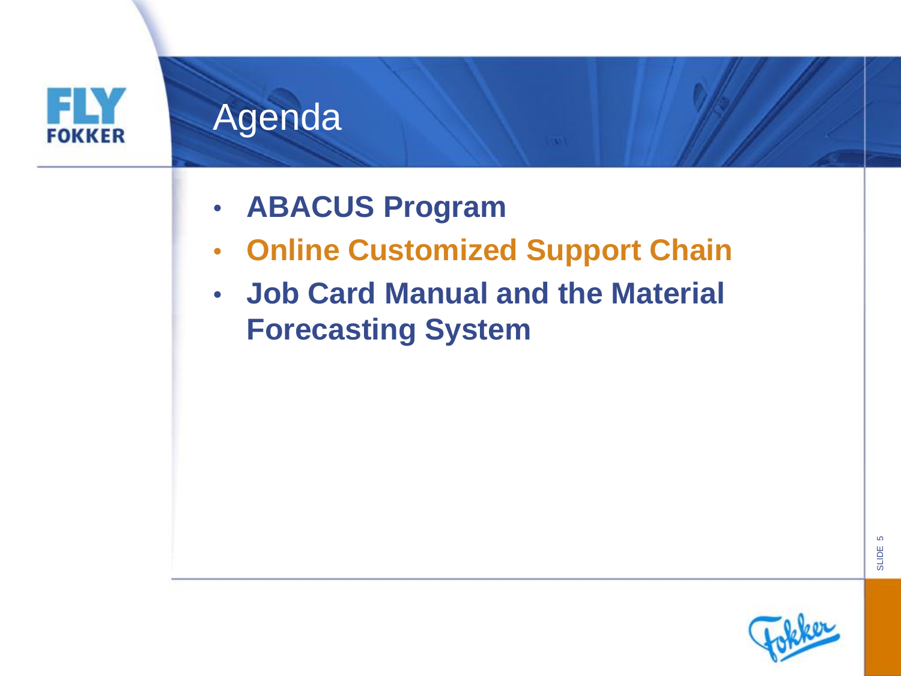# Agenda

- **ABACUS Program**
- **Online Customized Support Chain**
- **Job Card Manual and the Material Forecasting System**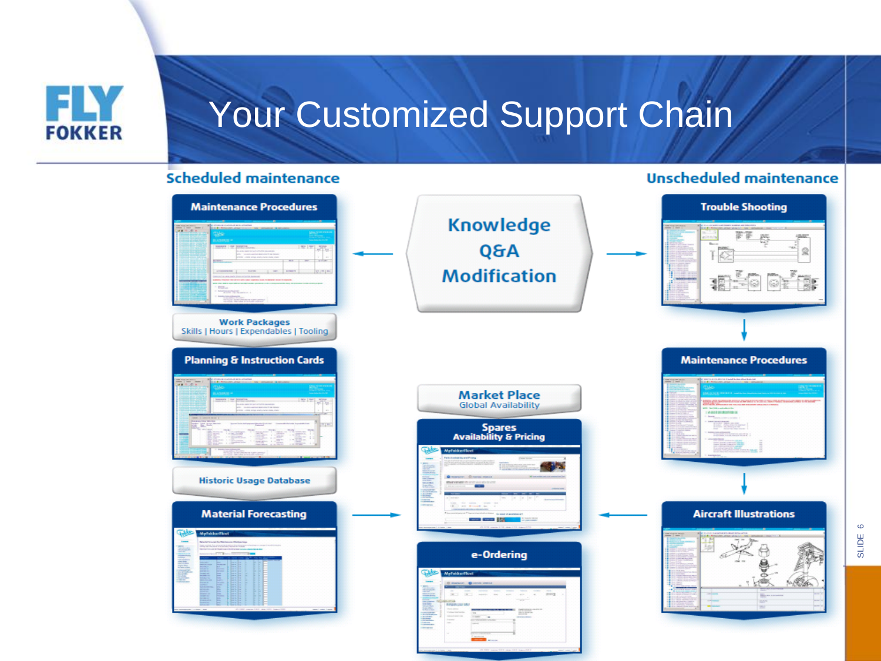# Your Customized Support Chain

## Scheduled maintenance

**Maintenance Procedures**

**Work Packages**
Skills | Hours | Expendables | Tooling

**Planning & Instruction Cards**

**Historic Usage Database**

**Material Forecasting**

**Knowledge**
**Q&A**
**Modification**

**Market Place**
Global Availability

**Spares**
**Availability & Pricing**

**e-Ordering**

## Unscheduled maintenance

**Trouble Shooting**

**Maintenance Procedures**

**Aircraft Illustrations**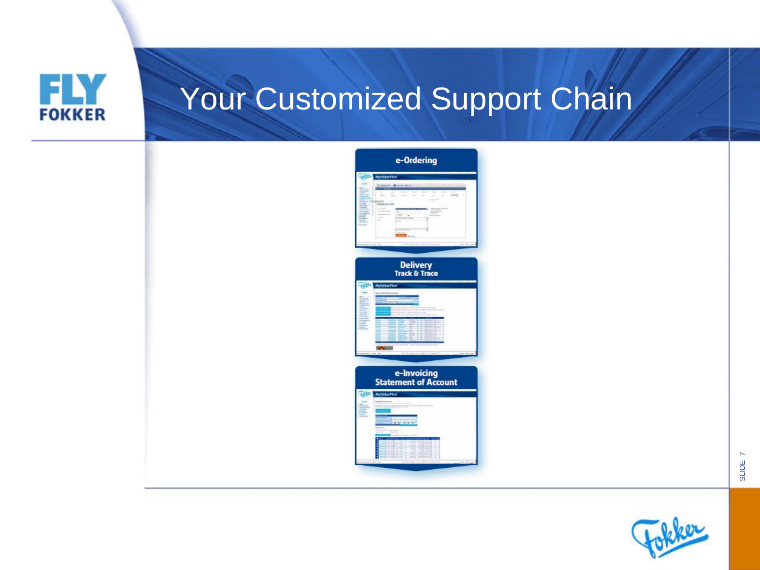# Your Customized Support Chain

**e-Ordering**

**Delivery**
**Track & Trace**

**e-Invoicing**
**Statement of Account**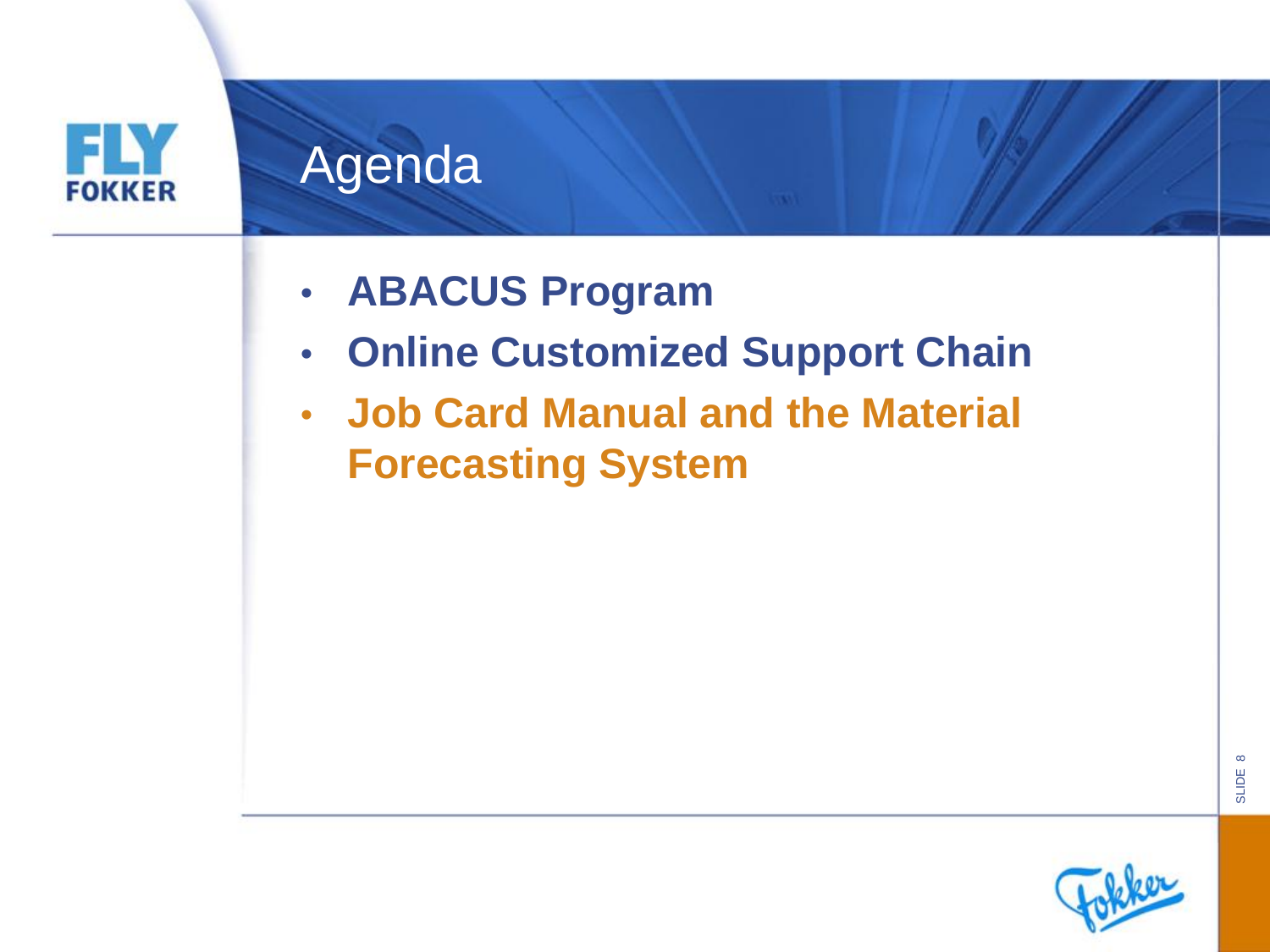# Agenda

- **ABACUS Program**
- **Online Customized Support Chain**
- **Job Card Manual and the Material Forecasting System**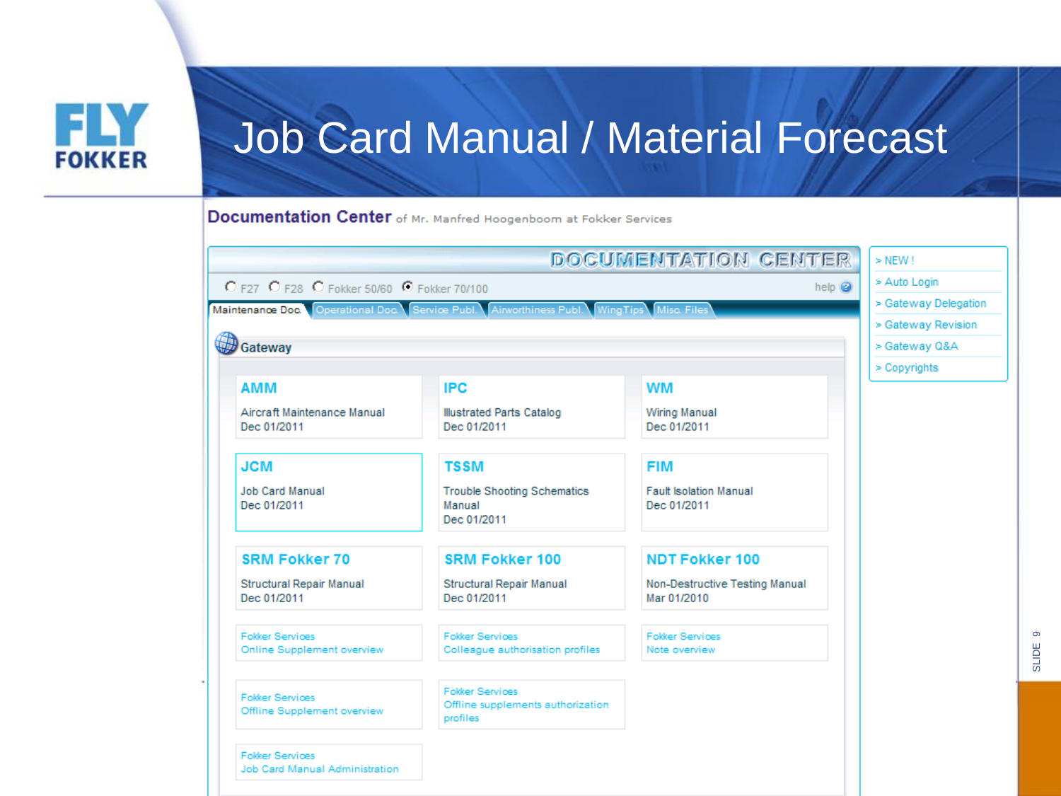# Job Card Manual / Material Forecast

**Documentation Center** of Mr. Manfred Hoogenboom at Fokker Services

DOCUMENTATION CENTER

○ F27 ○ F28 ○ Fokker 50/60 ● Fokker 70/100 help

Maintenance Doc. | Operational Doc. | Service Publ. | Airworthiness Publ. | WingTips | Misc. Files

- > NEW !
- > Auto Login
- > Gateway Delegation
- > Gateway Revision
- > Gateway Q&A
- > Copyrights

### Gateway

| | | |
|---|---|---|
| **AMM**<br>Aircraft Maintenance Manual<br>Dec 01/2011 | **IPC**<br>Illustrated Parts Catalog<br>Dec 01/2011 | **WM**<br>Wiring Manual<br>Dec 01/2011 |
| **JCM**<br>Job Card Manual<br>Dec 01/2011 | **TSSM**<br>Trouble Shooting Schematics Manual<br>Dec 01/2011 | **FIM**<br>Fault Isolation Manual<br>Dec 01/2011 |
| **SRM Fokker 70**<br>Structural Repair Manual<br>Dec 01/2011 | **SRM Fokker 100**<br>Structural Repair Manual<br>Dec 01/2011 | **NDT Fokker 100**<br>Non-Destructive Testing Manual<br>Mar 01/2010 |
| Fokker Services<br>Online Supplement overview | Fokker Services<br>Colleague authorisation profiles | Fokker Services<br>Note overview |
| Fokker Services<br>Offline Supplement overview | Fokker Services<br>Offline supplements authorization profiles | |
| Fokker Services<br>Job Card Manual Administration | | |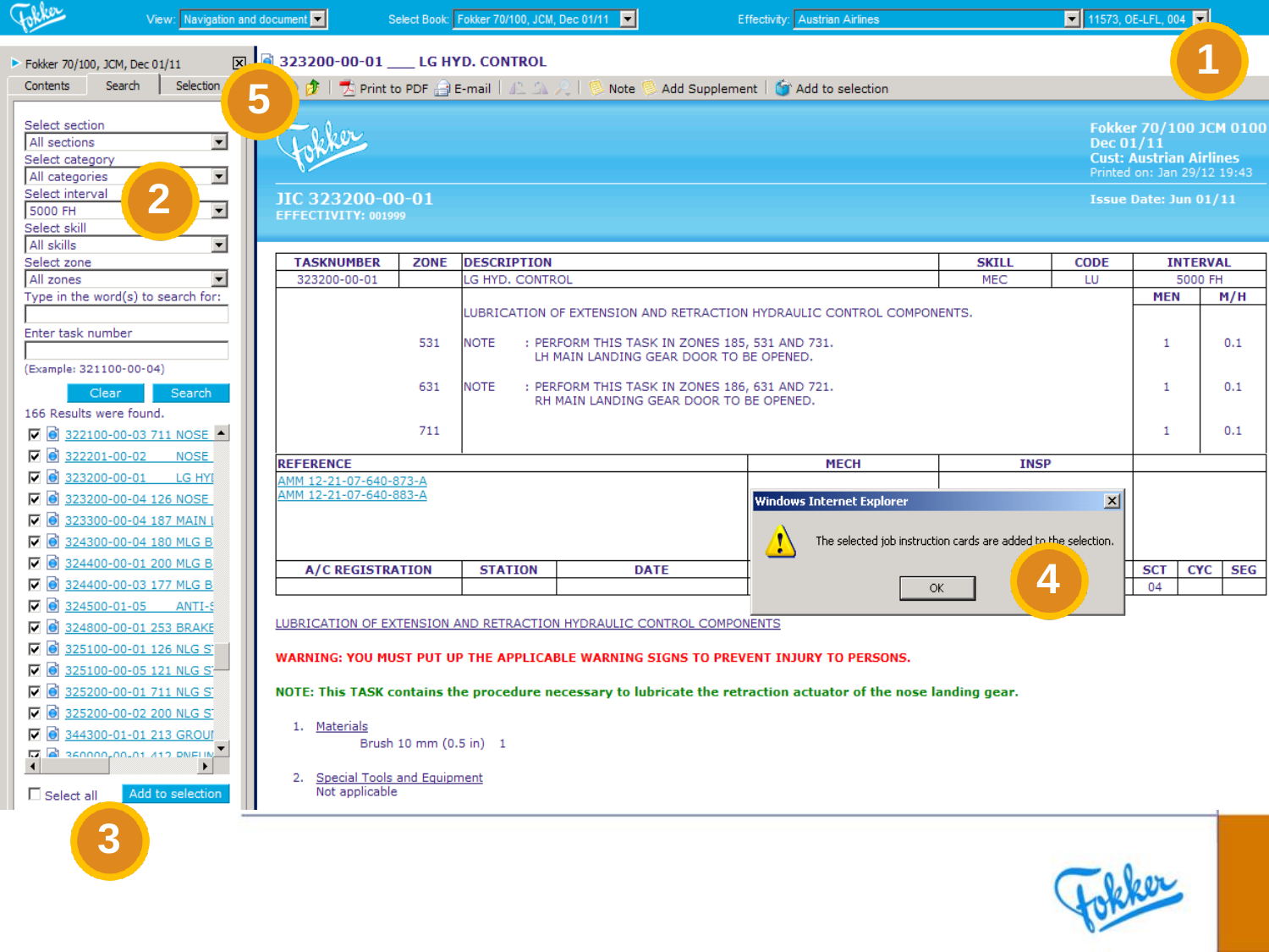View: Navigation and document | Select Book: Fokker 70/100, JCM, Dec 01/11 | Effectivity: Austrian Airlines | 11573, OE-LFL, 004

**1**

Fokker 70/100, JCM, Dec 01/11

Contents | Search | Selection

**5**

Select section: All sections

Select category: All categories

Select interval: 5000 FH

Select skill: All skills

Select zone: All zones

**2**

Type in the word(s) to search for:

Enter task number

(Example: 321100-00-04)

Clear | Search

166 Results were found.

- 322100-00-03 711 NOSE
- 322201-00-02 NOSE
- 323200-00-01 LG HYI
- 323200-00-04 126 NOSE
- 323300-00-04 187 MAIN I
- 324300-00-04 180 MLG B
- 324400-00-01 200 MLG B
- 324400-00-03 177 MLG B
- 324500-01-05 ANTI-S
- 324800-00-01 253 BRAKE
- 325100-00-01 126 NLG S
- 325100-00-05 121 NLG S
- 325200-00-01 711 NLG S
- 325200-00-02 200 NLG S
- 344300-01-01 213 GROUI
- 360000-00-01 412 PNEUM

Select all | Add to selection

**3**

323200-00-01 ___ LG HYD. CONTROL

Print to PDF | E-mail | Note | Add Supplement | Add to selection

Fokker 70/100 JCM 0100
Dec 01/11
Cust: Austrian Airlines
Printed on: Jan 29/12 19:43

JIC 323200-00-01
EFFECTIVITY: 001999

Issue Date: Jun 01/11

| TASKNUMBER | ZONE | DESCRIPTION | SKILL | CODE | INTERVAL | |
|---|---|---|---|---|---|---|
| 323200-00-01 | | LG HYD. CONTROL | MEC | LU | 5000 FH | |
| | | | | | MEN | M/H |
| | | LUBRICATION OF EXTENSION AND RETRACTION HYDRAULIC CONTROL COMPONENTS. | | | | |
| | 531 | NOTE : PERFORM THIS TASK IN ZONES 185, 531 AND 731. LH MAIN LANDING GEAR DOOR TO BE OPENED. | | | 1 | 0.1 |
| | 631 | NOTE : PERFORM THIS TASK IN ZONES 186, 631 AND 721. RH MAIN LANDING GEAR DOOR TO BE OPENED. | | | 1 | 0.1 |
| | 711 | | | | 1 | 0.1 |

| REFERENCE | MECH | INSP |
|---|---|---|
| AMM 12-21-07-640-873-A<br>AMM 12-21-07-640-883-A | | |

| A/C REGISTRATION | STATION | DATE | SCT | CYC | SEG |
|---|---|---|---|---|---|
| | | | 04 | | |

Windows Internet Explorer

The selected job instruction cards are added to the selection.

OK

**4**

LUBRICATION OF EXTENSION AND RETRACTION HYDRAULIC CONTROL COMPONENTS

**WARNING: YOU MUST PUT UP THE APPLICABLE WARNING SIGNS TO PREVENT INJURY TO PERSONS.**

**NOTE: This TASK contains the procedure necessary to lubricate the retraction actuator of the nose landing gear.**

1. Materials
   Brush 10 mm (0.5 in) 1
2. Special Tools and Equipment
   Not applicable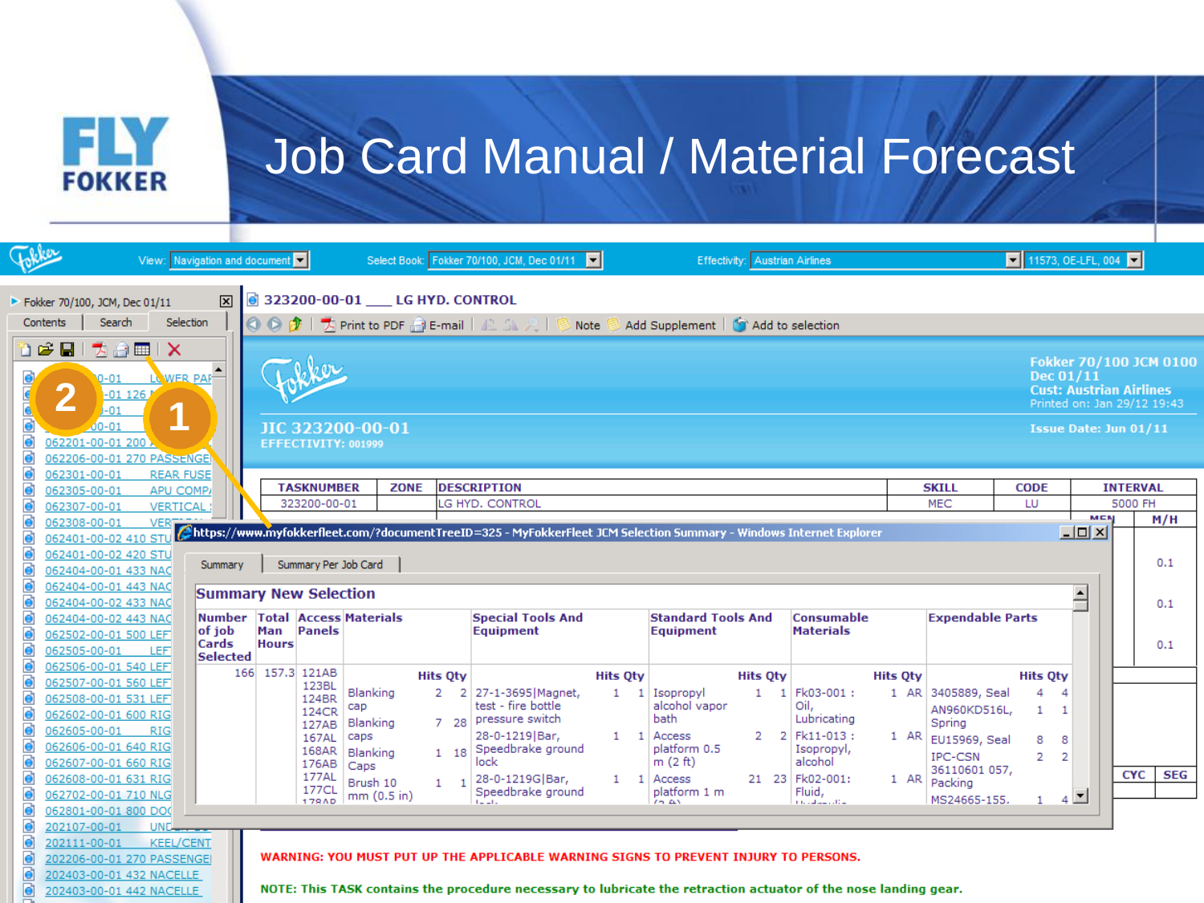# Job Card Manual / Material Forecast

View: Navigation and document | Select Book: Fokker 70/100, JCM, Dec 01/11 | Effectivity: Austrian Airlines | 11573, OE-LFL, 004

Fokker 70/100, JCM, Dec 01/11

Contents | Search | Selection

- 0-01 LOWER PAF
- -01 126
- -01
- 00-01
- 062201-00-01 200
- 062206-00-01 270 PASSENGE
- 062301-00-01 REAR FUSE
- 062305-00-01 APU COMP
- 062307-00-01 VERTICAL
- 062308-00-01 VER
- 062401-00-02 410 STU
- 062401-00-02 420 STU
- 062404-00-01 433 NAC
- 062404-00-01 443 NAC
- 062404-00-02 433 NAC
- 062404-00-02 443 NAC
- 062502-00-01 500 LEF
- 062505-00-01 LEF
- 062506-00-01 540 LEF
- 062507-00-01 560 LEF
- 062508-00-01 531 LEF
- 062602-00-01 600 RIG
- 062605-00-01 RIG
- 062606-00-01 640 RIG
- 062607-00-01 660 RIG
- 062608-00-01 631 RIG
- 062702-00-01 710 NLG
- 062801-00-01 800 DOO
- 202107-00-01 UND
- 202111-00-01 KEEL/CENT
- 202206-00-01 270 PASSENGE
- 202403-00-01 432 NACELLE
- 202403-00-01 442 NACELLE

2

1

323200-00-01 ___ LG HYD. CONTROL

Print to PDF | E-mail | Note | Add Supplement | Add to selection

Fokker 70/100 JCM 0100
Dec 01/11
Cust: Austrian Airlines
Printed on: Jan 29/12 19:43

JIC 323200-00-01
EFFECTIVITY: 001999

Issue Date: Jun 01/11

| TASKNUMBER | ZONE | DESCRIPTION | SKILL | CODE | INTERVAL |
|---|---|---|---|---|---|
| 323200-00-01 | | LG HYD. CONTROL | MEC | LU | 5000 FH |

https://www.myfokkerfleet.com/?documentTreeID=325 - MyFokkerFleet JCM Selection Summary - Windows Internet Explorer

Summary | Summary Per Job Card

## Summary New Selection

| Number of job Cards Selected | Total Man Hours | Access Panels | Materials | Hits | Qty | Special Tools And Equipment | Hits | Qty | Standard Tools And Equipment | Hits | Qty | Consumable Materials | Hits | Qty | Expendable Parts | Hits | Qty |
|---|---|---|---|---|---|---|---|---|---|---|---|---|---|---|---|---|---|
| 166 | 157.3 | 121AB 123BL 124BR 124CR 127AB 167AL 168AR 176AB 177AL 177CL 178AR | Blanking cap | 2 | 2 | 27-1-3695\|Magnet, test - fire bottle pressure switch | 1 | 1 | Isopropyl alcohol vapor bath | 1 | 1 | Fk03-001 : Oil, Lubricating | 1 | AR | 3405889, Seal | 4 | 4 |
| | | | Blanking caps | 7 | 28 | 28-0-1219\|Bar, Speedbrake ground lock | 1 | 1 | Access platform 0.5 m (2 ft) | 2 | 2 | Fk11-013 : Isopropyl, alcohol | 1 | AR | AN960KD516L, Spring | 1 | 1 |
| | | | Blanking Caps | 1 | 18 | | | | | | | | | | EU15969, Seal | 8 | 8 |
| | | | | | | | | | | | | | | | IPC-CSN 36110601 057, Packing | 2 | 2 |
| | | | Brush 10 mm (0.5 in) | 1 | 1 | 28-0-1219G\|Bar, Speedbrake ground lock | 1 | 1 | Access platform 1 m (3 ft) | 21 | 23 | Fk02-001: Fluid, Hydraulic | 1 | AR | MS24665-155, | 1 | 4 |

| M/H |
|---|
| 0.1 |
| 0.1 |
| 0.1 |

CYC | SEG

WARNING: YOU MUST PUT UP THE APPLICABLE WARNING SIGNS TO PREVENT INJURY TO PERSONS.

NOTE: This TASK contains the procedure necessary to lubricate the retraction actuator of the nose landing gear.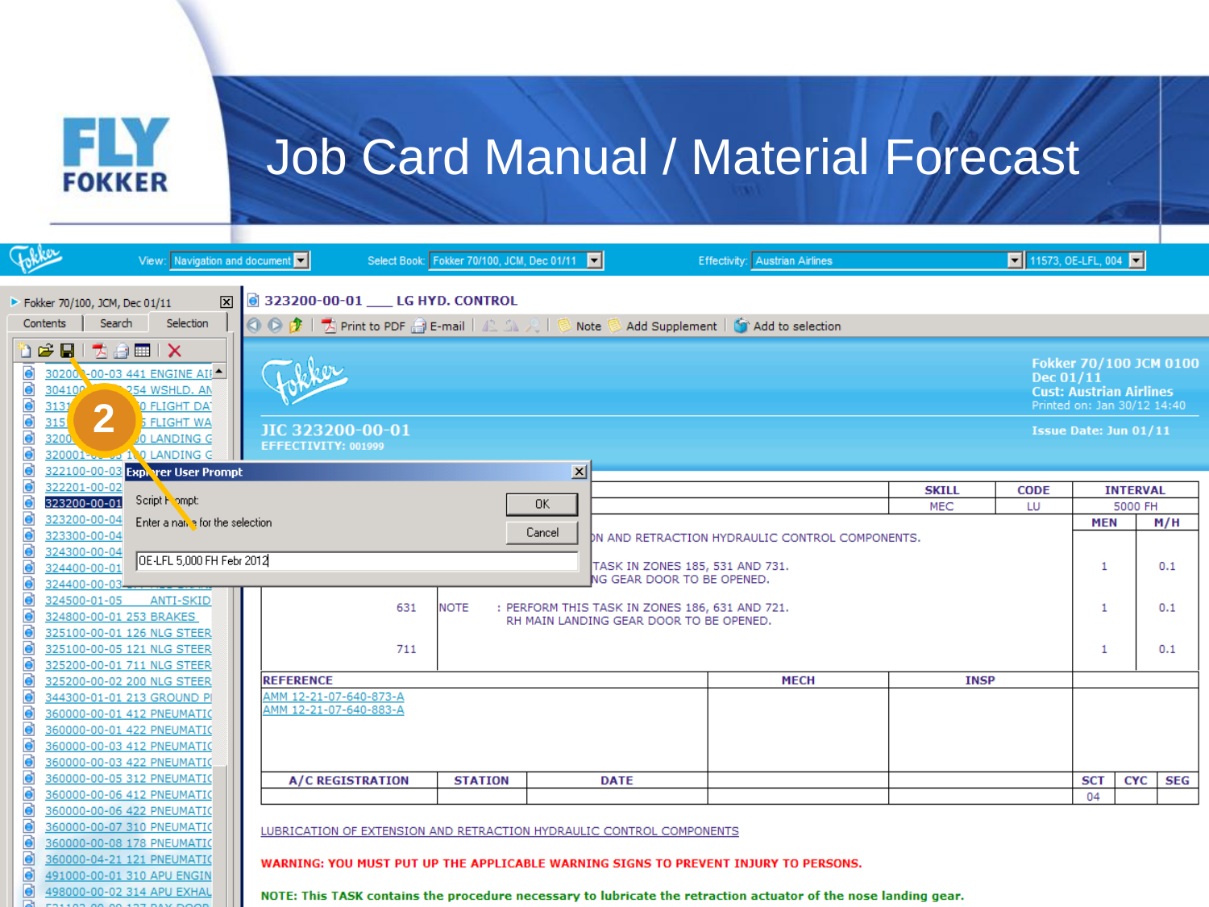# Job Card Manual / Material Forecast

View: Navigation and document | Select Book: Fokker 70/100, JCM, Dec 01/11 | Effectivity: Austrian Airlines | 11573, OE-LFL, 004

Fokker 70/100, JCM, Dec 01/11

Contents | Search | Selection

- 302000-00-03 441 ENGINE AIR
- 304100-... 254 WSHLD. AN
- 3131... 0 FLIGHT DA
- 315... 5 FLIGHT WA
- 3200... 0 LANDING G
- 320001-... 100 LANDING G
- 322100-00-03
- 322201-00-02
- 323200-00-01
- 323200-00-04
- 323300-00-04
- 324300-00-04
- 324400-00-01
- 324400-00-03
- 324500-01-05 ANTI-SKID
- 324800-00-01 253 BRAKES
- 325100-00-01 126 NLG STEER
- 325100-00-05 121 NLG STEER
- 325200-00-01 711 NLG STEER
- 325200-00-02 200 NLG STEER
- 344300-01-01 213 GROUND PI
- 360000-00-01 412 PNEUMATIC
- 360000-00-01 422 PNEUMATIC
- 360000-00-03 412 PNEUMATIC
- 360000-00-03 422 PNEUMATIC
- 360000-00-05 312 PNEUMATIC
- 360000-00-06 412 PNEUMATIC
- 360000-00-06 422 PNEUMATIC
- 360000-00-07 310 PNEUMATIC
- 360000-00-08 178 PNEUMATIC
- 360000-04-21 121 PNEUMATIC
- 491000-00-01 310 APU ENGIN
- 498000-00-02 314 APU EXHAU

2

**Explorer User Prompt**

Script Prompt:
Enter a name for the selection

OE-LFL 5,000 FH Febr 2012

OK | Cancel

323200-00-01 ___ LG HYD. CONTROL

Print to PDF | E-mail | Note | Add Supplement | Add to selection

**Fokker 70/100 JCM 0100**
**Dec 01/11**
**Cust: Austrian Airlines**
Printed on: Jan 30/12 14:40

**JIC 323200-00-01**
**EFFECTIVITY: 001999**

**Issue Date: Jun 01/11**

| SKILL | CODE | INTERVAL |
|---|---|---|
| MEC | LU | 5000 FH |

...ON AND RETRACTION HYDRAULIC CONTROL COMPONENTS.

| | | | MEN | M/H |
|---|---|---|---|---|
| | | ...TASK IN ZONES 185, 531 AND 731. ...NG GEAR DOOR TO BE OPENED. | 1 | 0.1 |
| 631 | NOTE | : PERFORM THIS TASK IN ZONES 186, 631 AND 721. RH MAIN LANDING GEAR DOOR TO BE OPENED. | 1 | 0.1 |
| 711 | | | 1 | 0.1 |

| REFERENCE | MECH | INSP |
|---|---|---|
| AMM 12-21-07-640-873-A<br>AMM 12-21-07-640-883-A | | |

| A/C REGISTRATION | STATION | DATE | | | SCT | CYC | SEG |
|---|---|---|---|---|---|---|---|
| | | | | | 04 | | |

LUBRICATION OF EXTENSION AND RETRACTION HYDRAULIC CONTROL COMPONENTS

WARNING: YOU MUST PUT UP THE APPLICABLE WARNING SIGNS TO PREVENT INJURY TO PERSONS.

NOTE: This TASK contains the procedure necessary to lubricate the retraction actuator of the nose landing gear.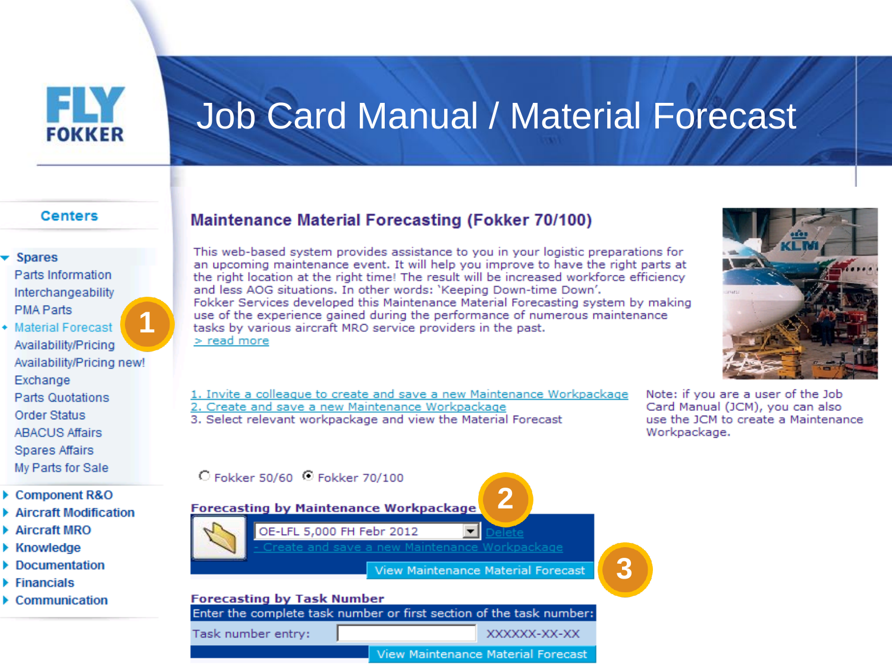# Job Card Manual / Material Forecast

FLY FOKKER

**Centers**

- Spares
  - Parts Information
  - Interchangeability
  - PMA Parts
  - Material Forecast **1**
  - Availability/Pricing
  - Availability/Pricing new!
  - Exchange
  - Parts Quotations
  - Order Status
  - ABACUS Affairs
  - Spares Affairs
  - My Parts for Sale
- Component R&O
- Aircraft Modification
- Aircraft MRO
- Knowledge
- Documentation
- Financials
- Communication

## Maintenance Material Forecasting (Fokker 70/100)

This web-based system provides assistance to you in your logistic preparations for an upcoming maintenance event. It will help you improve to have the right parts at the right location at the right time! The result will be increased workforce efficiency and less AOG situations. In other words: 'Keeping Down-time Down'.
Fokker Services developed this Maintenance Material Forecasting system by making use of the experience gained during the performance of numerous maintenance tasks by various aircraft MRO service providers in the past.
> read more

1. Invite a colleague to create and save a new Maintenance Workpackage
2. Create and save a new Maintenance Workpackage
3. Select relevant workpackage and view the Material Forecast

Note: if you are a user of the Job Card Manual (JCM), you can also use the JCM to create a Maintenance Workpackage.

○ Fokker 50/60 ◉ Fokker 70/100

**Forecasting by Maintenance Workpackage** **2**

OE-LFL 5,000 FH Febr 2012 Delete
- Create and save a new Maintenance Workpackage

View Maintenance Material Forecast **3**

**Forecasting by Task Number**

Enter the complete task number or first section of the task number:

Task number entry: XXXXXX-XX-XX

View Maintenance Material Forecast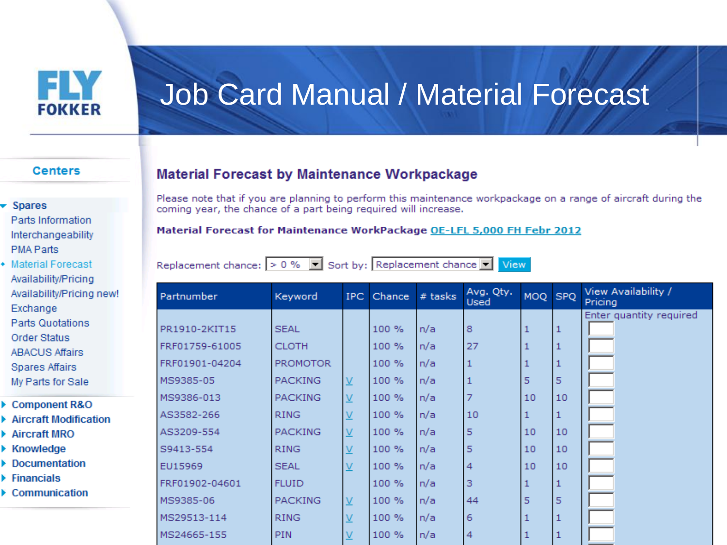FLY FOKKER

# Job Card Manual / Material Forecast

**Centers**

- Spares
  - Parts Information
  - Interchangeability
  - PMA Parts
  - Material Forecast
  - Availability/Pricing
  - Availability/Pricing new!
  - Exchange
  - Parts Quotations
  - Order Status
  - ABACUS Affairs
  - Spares Affairs
  - My Parts for Sale
- Component R&O
- Aircraft Modification
- Aircraft MRO
- Knowledge
- Documentation
- Financials
- Communication

## Material Forecast by Maintenance Workpackage

Please note that if you are planning to perform this maintenance workpackage on a range of aircraft during the coming year, the chance of a part being required will increase.

**Material Forecast for Maintenance WorkPackage** OE-LFL 5,000 FH Febr 2012

Replacement chance: > 0 %  Sort by: Replacement chance  View

| Partnumber | Keyword | IPC | Chance | # tasks | Avg. Qty. Used | MOQ | SPQ | View Availability / Pricing |
|---|---|---|---|---|---|---|---|---|
| | | | | | | | | Enter quantity required |
| PR1910-2KIT15 | SEAL | | 100 % | n/a | 8 | 1 | 1 | |
| FRF01759-61005 | CLOTH | | 100 % | n/a | 27 | 1 | 1 | |
| FRF01901-04204 | PROMOTOR | | 100 % | n/a | 1 | 1 | 1 | |
| MS9385-05 | PACKING | V | 100 % | n/a | 1 | 5 | 5 | |
| MS9386-013 | PACKING | V | 100 % | n/a | 7 | 10 | 10 | |
| AS3582-266 | RING | V | 100 % | n/a | 10 | 1 | 1 | |
| AS3209-554 | PACKING | V | 100 % | n/a | 5 | 10 | 10 | |
| S9413-554 | RING | V | 100 % | n/a | 5 | 10 | 10 | |
| EU15969 | SEAL | V | 100 % | n/a | 4 | 10 | 10 | |
| FRF01902-04601 | FLUID | | 100 % | n/a | 3 | 1 | 1 | |
| MS9385-06 | PACKING | V | 100 % | n/a | 44 | 5 | 5 | |
| MS29513-114 | RING | V | 100 % | n/a | 6 | 1 | 1 | |
| MS24665-155 | PIN | V | 100 % | n/a | 4 | 1 | 1 | |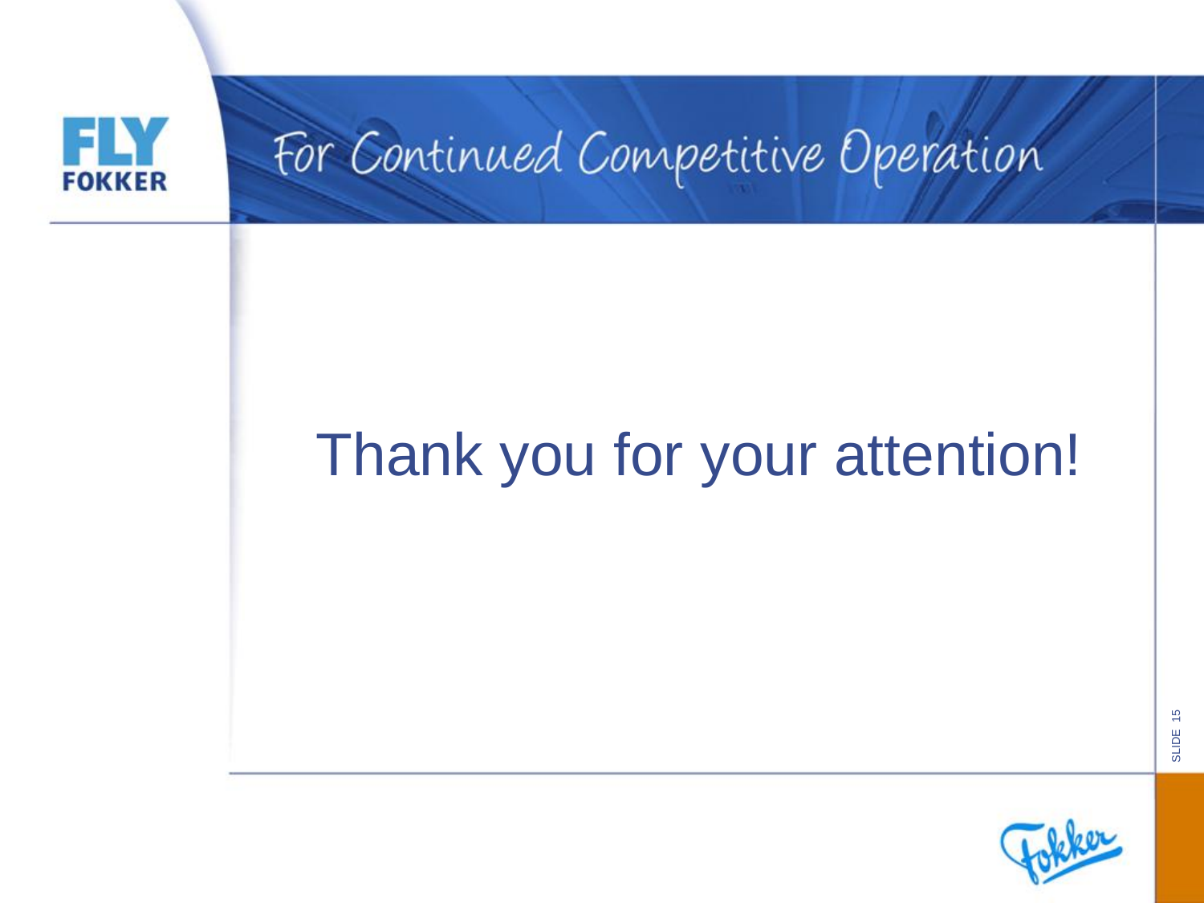For Continued Competitive Operation

# Thank you for your attention!